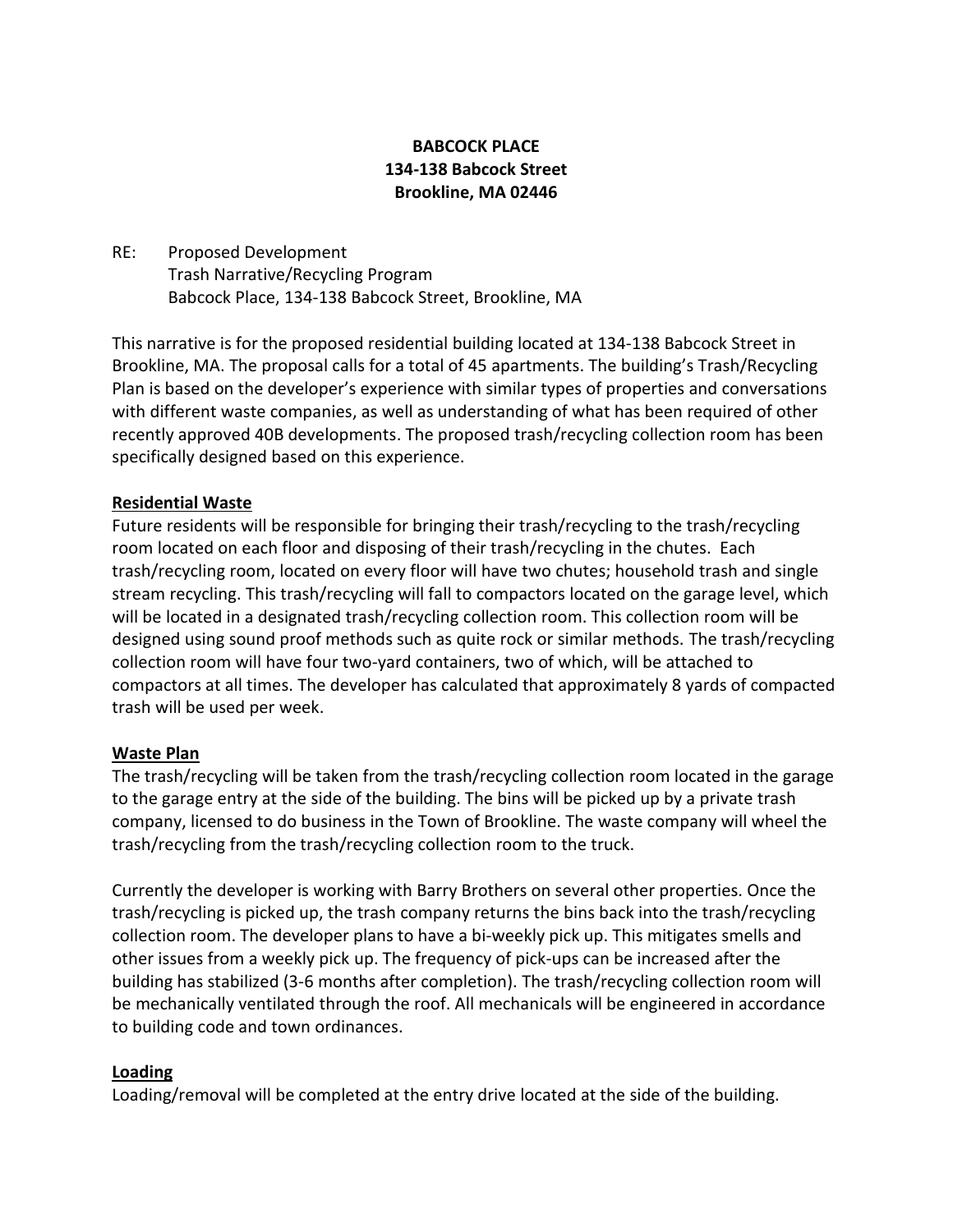**BABCOCK PLACE**
**134-138 Babcock Street**
**Brookline, MA 02446**

RE: Proposed Development
Trash Narrative/Recycling Program
Babcock Place, 134-138 Babcock Street, Brookline, MA

This narrative is for the proposed residential building located at 134-138 Babcock Street in Brookline, MA. The proposal calls for a total of 45 apartments. The building's Trash/Recycling Plan is based on the developer's experience with similar types of properties and conversations with different waste companies, as well as understanding of what has been required of other recently approved 40B developments. The proposed trash/recycling collection room has been specifically designed based on this experience.

**Residential Waste**

Future residents will be responsible for bringing their trash/recycling to the trash/recycling room located on each floor and disposing of their trash/recycling in the chutes. Each trash/recycling room, located on every floor will have two chutes; household trash and single stream recycling. This trash/recycling will fall to compactors located on the garage level, which will be located in a designated trash/recycling collection room. This collection room will be designed using sound proof methods such as quite rock or similar methods. The trash/recycling collection room will have four two-yard containers, two of which, will be attached to compactors at all times. The developer has calculated that approximately 8 yards of compacted trash will be used per week.

**Waste Plan**

The trash/recycling will be taken from the trash/recycling collection room located in the garage to the garage entry at the side of the building. The bins will be picked up by a private trash company, licensed to do business in the Town of Brookline. The waste company will wheel the trash/recycling from the trash/recycling collection room to the truck.

Currently the developer is working with Barry Brothers on several other properties. Once the trash/recycling is picked up, the trash company returns the bins back into the trash/recycling collection room. The developer plans to have a bi-weekly pick up. This mitigates smells and other issues from a weekly pick up. The frequency of pick-ups can be increased after the building has stabilized (3-6 months after completion). The trash/recycling collection room will be mechanically ventilated through the roof. All mechanicals will be engineered in accordance to building code and town ordinances.

**Loading**

Loading/removal will be completed at the entry drive located at the side of the building.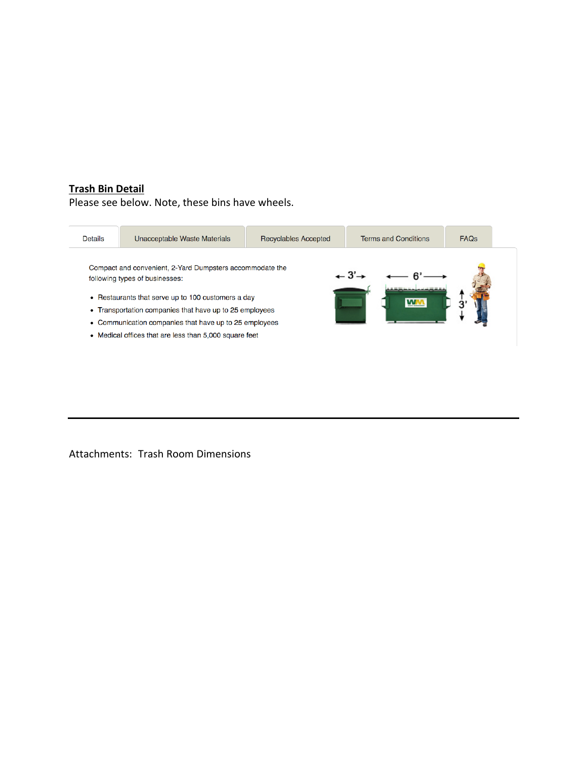**Trash Bin Detail**

Please see below. Note, these bins have wheels.

Details | Unacceptable Waste Materials | Recyclables Accepted | Terms and Conditions | FAQs

Compact and convenient, 2-Yard Dumpsters accommodate the following types of businesses:

- Restaurants that serve up to 100 customers a day
- Transportation companies that have up to 25 employees
- Communication companies that have up to 25 employees
- Medical offices that are less than 5,000 square feet

3'

6'

3'

---

Attachments: Trash Room Dimensions